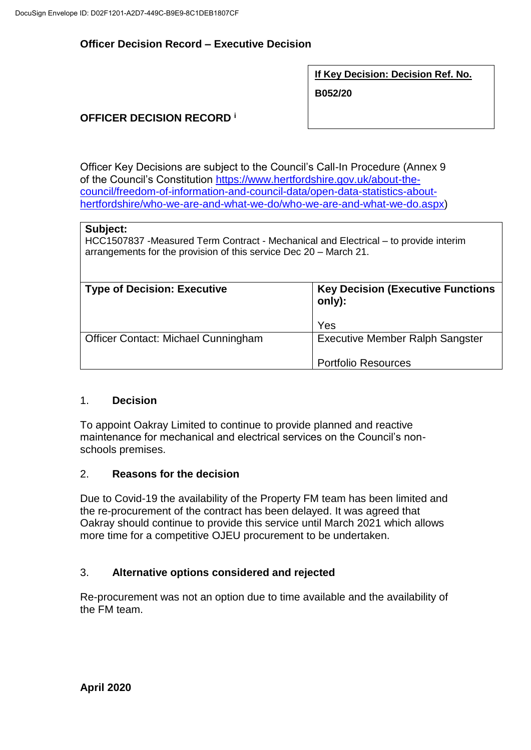# Officer Decision Record – Executive Decision

| If Key Decision: Decision Ref. No. |
|---|
| **B052/20** |

## OFFICER DECISION RECORD [i]

Officer Key Decisions are subject to the Council's Call-In Procedure (Annex 9 of the Council's Constitution https://www.hertfordshire.gov.uk/about-the-council/freedom-of-information-and-council-data/open-data-statistics-about-hertfordshire/who-we-are-and-what-we-do/who-we-are-and-what-we-do.aspx)

| **Subject:** HCC1507837 -Measured Term Contract - Mechanical and Electrical – to provide interim arrangements for the provision of this service Dec 20 – March 21. | |
|---|---|
| **Type of Decision: Executive** | **Key Decision (Executive Functions only):** Yes |
| Officer Contact: Michael Cunningham | Executive Member Ralph Sangster<br><br>Portfolio Resources |

1. **Decision**

To appoint Oakray Limited to continue to provide planned and reactive maintenance for mechanical and electrical services on the Council's non-schools premises.

2. **Reasons for the decision**

Due to Covid-19 the availability of the Property FM team has been limited and the re-procurement of the contract has been delayed. It was agreed that Oakray should continue to provide this service until March 2021 which allows more time for a competitive OJEU procurement to be undertaken.

3. **Alternative options considered and rejected**

Re-procurement was not an option due to time available and the availability of the FM team.

**April 2020**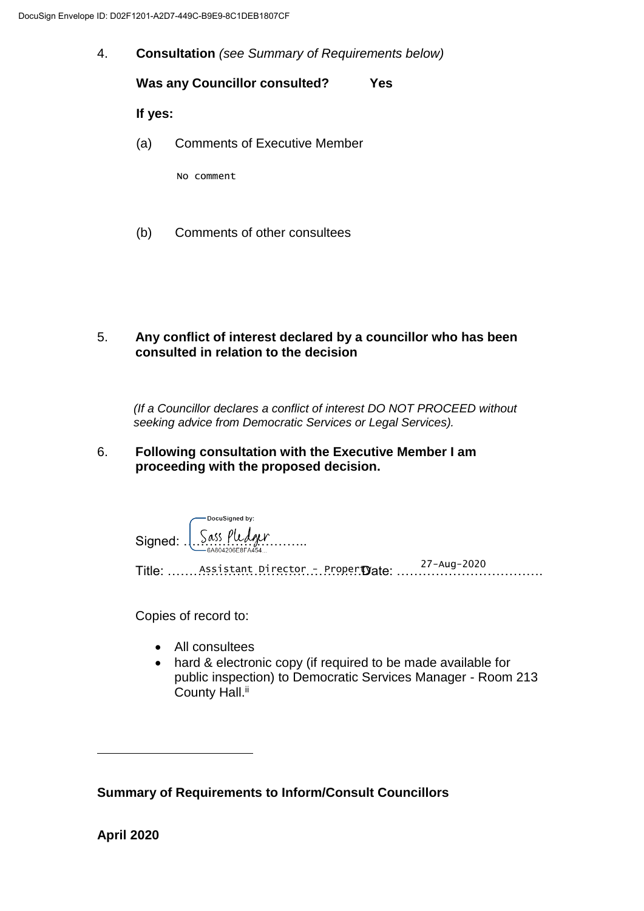4. **Consultation** *(see Summary of Requirements below)*

   **Was any Councillor consulted?** **Yes**

   **If yes:**

   (a) Comments of Executive Member

   No comment

   (b) Comments of other consultees

5. **Any conflict of interest declared by a councillor who has been consulted in relation to the decision**

   *(If a Councillor declares a conflict of interest DO NOT PROCEED without seeking advice from Democratic Services or Legal Services).*

6. **Following consultation with the Executive Member I am proceeding with the proposed decision.**

   Signed: Sass Pledger

   Title: Assistant Director – Property Date: 27-Aug-2020

   Copies of record to:

   - All consultees
   - hard & electronic copy (if required to be made available for public inspection) to Democratic Services Manager - Room 213 County Hall.[ii]

---

**Summary of Requirements to Inform/Consult Councillors**

**April 2020**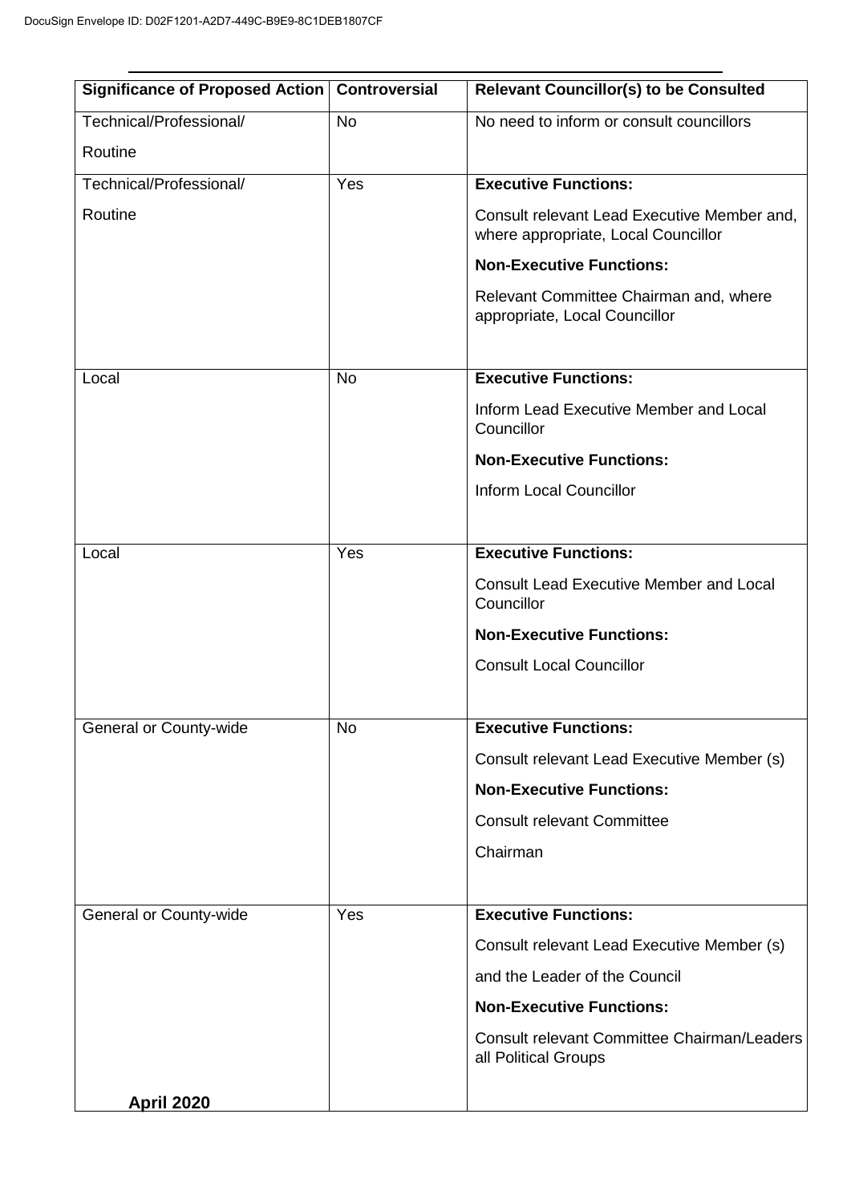| Significance of Proposed Action | Controversial | Relevant Councillor(s) to be Consulted |
|---|---|---|
| Technical/Professional/ Routine | No | No need to inform or consult councillors |
| Technical/Professional/ Routine | Yes | **Executive Functions:** Consult relevant Lead Executive Member and, where appropriate, Local Councillor **Non-Executive Functions:** Relevant Committee Chairman and, where appropriate, Local Councillor |
| Local | No | **Executive Functions:** Inform Lead Executive Member and Local Councillor **Non-Executive Functions:** Inform Local Councillor |
| Local | Yes | **Executive Functions:** Consult Lead Executive Member and Local Councillor **Non-Executive Functions:** Consult Local Councillor |
| General or County-wide | No | **Executive Functions:** Consult relevant Lead Executive Member (s) **Non-Executive Functions:** Consult relevant Committee Chairman |
| General or County-wide | Yes | **Executive Functions:** Consult relevant Lead Executive Member (s) and the Leader of the Council **Non-Executive Functions:** Consult relevant Committee Chairman/Leaders all Political Groups |

**April 2020**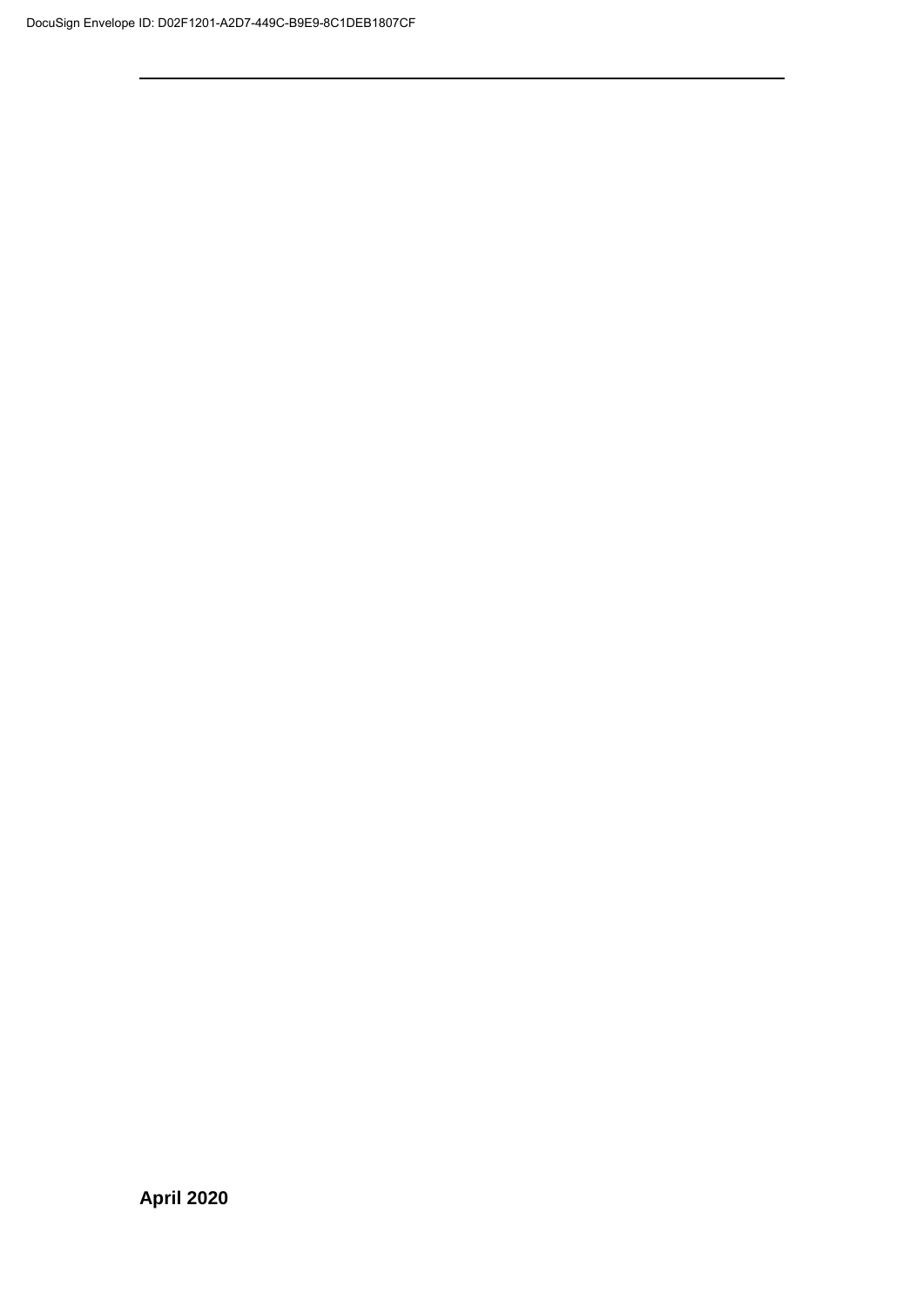DocuSign Envelope ID: D02F1201-A2D7-449C-B9E9-8C1DEB1807CF

---

**April 2020**